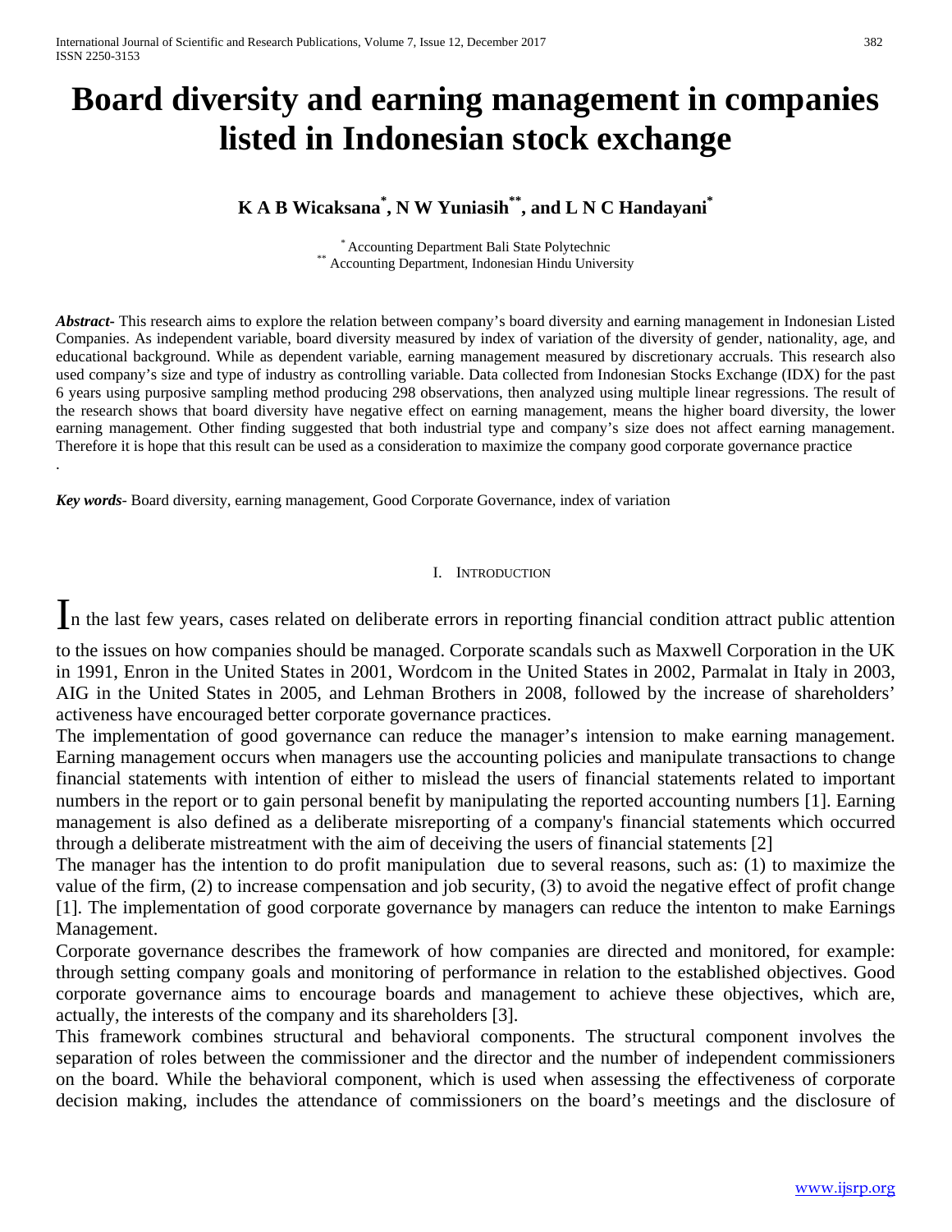# Board diversity and earning management in companies listed in Indonesian stock exchange

**K A B Wicaksana[*], N W Yuniasih[**], and L N C Handayani[*]**

[*] Accounting Department Bali State Polytechnic
[**] Accounting Department, Indonesian Hindu University

***Abstract***- This research aims to explore the relation between company's board diversity and earning management in Indonesian Listed Companies. As independent variable, board diversity measured by index of variation of the diversity of gender, nationality, age, and educational background. While as dependent variable, earning management measured by discretionary accruals. This research also used company's size and type of industry as controlling variable. Data collected from Indonesian Stocks Exchange (IDX) for the past 6 years using purposive sampling method producing 298 observations, then analyzed using multiple linear regressions. The result of the research shows that board diversity have negative effect on earning management, means the higher board diversity, the lower earning management. Other finding suggested that both industrial type and company's size does not affect earning management. Therefore it is hope that this result can be used as a consideration to maximize the company good corporate governance practice
.

***Key words***- Board diversity, earning management, Good Corporate Governance, index of variation

## I. Introduction

In the last few years, cases related on deliberate errors in reporting financial condition attract public attention to the issues on how companies should be managed. Corporate scandals such as Maxwell Corporation in the UK in 1991, Enron in the United States in 2001, Wordcom in the United States in 2002, Parmalat in Italy in 2003, AIG in the United States in 2005, and Lehman Brothers in 2008, followed by the increase of shareholders' activeness have encouraged better corporate governance practices.

The implementation of good governance can reduce the manager's intension to make earning management. Earning management occurs when managers use the accounting policies and manipulate transactions to change financial statements with intention of either to mislead the users of financial statements related to important numbers in the report or to gain personal benefit by manipulating the reported accounting numbers [1]. Earning management is also defined as a deliberate misreporting of a company's financial statements which occurred through a deliberate mistreatment with the aim of deceiving the users of financial statements [2]

The manager has the intention to do profit manipulation due to several reasons, such as: (1) to maximize the value of the firm, (2) to increase compensation and job security, (3) to avoid the negative effect of profit change [1]. The implementation of good corporate governance by managers can reduce the intenton to make Earnings Management.

Corporate governance describes the framework of how companies are directed and monitored, for example: through setting company goals and monitoring of performance in relation to the established objectives. Good corporate governance aims to encourage boards and management to achieve these objectives, which are, actually, the interests of the company and its shareholders [3].

This framework combines structural and behavioral components. The structural component involves the separation of roles between the commissioner and the director and the number of independent commissioners on the board. While the behavioral component, which is used when assessing the effectiveness of corporate decision making, includes the attendance of commissioners on the board's meetings and the disclosure of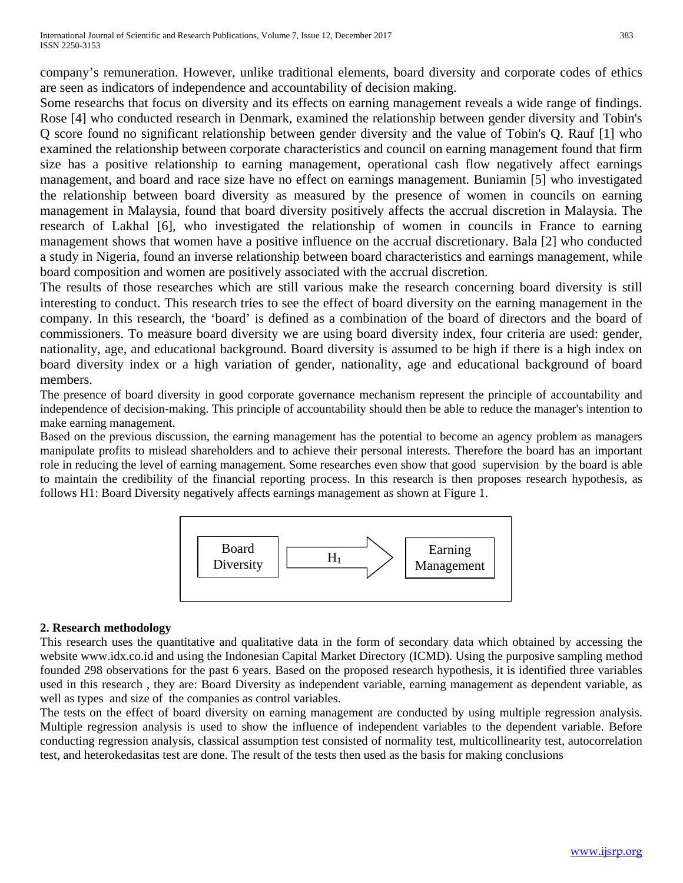company's remuneration. However, unlike traditional elements, board diversity and corporate codes of ethics are seen as indicators of independence and accountability of decision making.

Some researchs that focus on diversity and its effects on earning management reveals a wide range of findings. Rose [4] who conducted research in Denmark, examined the relationship between gender diversity and Tobin's Q score found no significant relationship between gender diversity and the value of Tobin's Q. Rauf [1] who examined the relationship between corporate characteristics and council on earning management found that firm size has a positive relationship to earning management, operational cash flow negatively affect earnings management, and board and race size have no effect on earnings management. Buniamin [5] who investigated the relationship between board diversity as measured by the presence of women in councils on earning management in Malaysia, found that board diversity positively affects the accrual discretion in Malaysia. The research of Lakhal [6], who investigated the relationship of women in councils in France to earning management shows that women have a positive influence on the accrual discretionary. Bala [2] who conducted a study in Nigeria, found an inverse relationship between board characteristics and earnings management, while board composition and women are positively associated with the accrual discretion.

The results of those researches which are still various make the research concerning board diversity is still interesting to conduct. This research tries to see the effect of board diversity on the earning management in the company. In this research, the 'board' is defined as a combination of the board of directors and the board of commissioners. To measure board diversity we are using board diversity index, four criteria are used: gender, nationality, age, and educational background. Board diversity is assumed to be high if there is a high index on board diversity index or a high variation of gender, nationality, age and educational background of board members.

The presence of board diversity in good corporate governance mechanism represent the principle of accountability and independence of decision-making. This principle of accountability should then be able to reduce the manager's intention to make earning management.

Based on the previous discussion, the earning management has the potential to become an agency problem as managers manipulate profits to mislead shareholders and to achieve their personal interests. Therefore the board has an important role in reducing the level of earning management. Some researches even show that good supervision by the board is able to maintain the credibility of the financial reporting process. In this research is then proposes research hypothesis, as follows H1: Board Diversity negatively affects earnings management as shown at Figure 1.

Board Diversity → $H_1$ → Earning Management

## 2. Research methodology

This research uses the quantitative and qualitative data in the form of secondary data which obtained by accessing the website www.idx.co.id and using the Indonesian Capital Market Directory (ICMD). Using the purposive sampling method founded 298 observations for the past 6 years. Based on the proposed research hypothesis, it is identified three variables used in this research , they are: Board Diversity as independent variable, earning management as dependent variable, as well as types and size of the companies as control variables.

The tests on the effect of board diversity on earning management are conducted by using multiple regression analysis. Multiple regression analysis is used to show the influence of independent variables to the dependent variable. Before conducting regression analysis, classical assumption test consisted of normality test, multicollinearity test, autocorrelation test, and heterokedasitas test are done. The result of the tests then used as the basis for making conclusions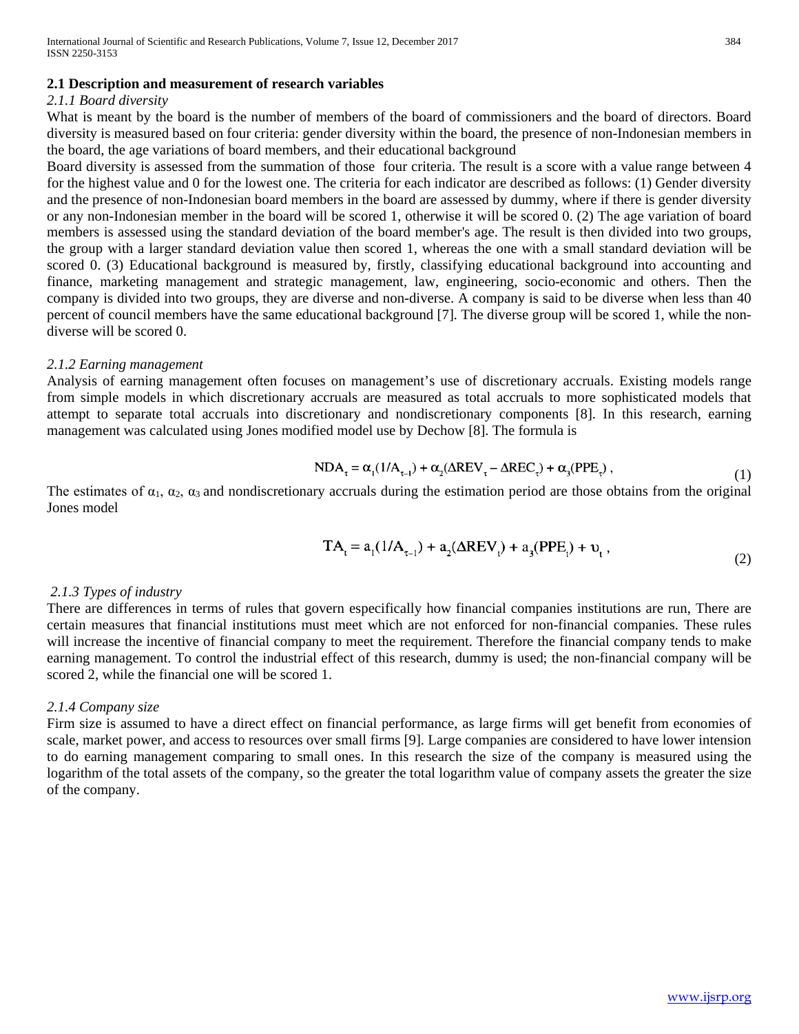### 2.1 Description and measurement of research variables

#### *2.1.1 Board diversity*

What is meant by the board is the number of members of the board of commissioners and the board of directors. Board diversity is measured based on four criteria: gender diversity within the board, the presence of non-Indonesian members in the board, the age variations of board members, and their educational background

Board diversity is assessed from the summation of those four criteria. The result is a score with a value range between 4 for the highest value and 0 for the lowest one. The criteria for each indicator are described as follows: (1) Gender diversity and the presence of non-Indonesian board members in the board are assessed by dummy, where if there is gender diversity or any non-Indonesian member in the board will be scored 1, otherwise it will be scored 0. (2) The age variation of board members is assessed using the standard deviation of the board member's age. The result is then divided into two groups, the group with a larger standard deviation value then scored 1, whereas the one with a small standard deviation will be scored 0. (3) Educational background is measured by, firstly, classifying educational background into accounting and finance, marketing management and strategic management, law, engineering, socio-economic and others. Then the company is divided into two groups, they are diverse and non-diverse. A company is said to be diverse when less than 40 percent of council members have the same educational background [7]. The diverse group will be scored 1, while the non-diverse will be scored 0.

#### *2.1.2 Earning management*

Analysis of earning management often focuses on management's use of discretionary accruals. Existing models range from simple models in which discretionary accruals are measured as total accruals to more sophisticated models that attempt to separate total accruals into discretionary and nondiscretionary components [8]. In this research, earning management was calculated using Jones modified model use by Dechow [8]. The formula is

$$NDA_{\tau} = \alpha_1(1/A_{\tau-1}) + \alpha_2(\Delta REV_{\tau} - \Delta REC_{\tau}) + \alpha_3(PPE_{\tau}), \tag{1}$$

The estimates of $\alpha_1$, $\alpha_2$, $\alpha_3$ and nondiscretionary accruals during the estimation period are those obtains from the original Jones model

$$TA_t = a_1(1/A_{\tau-1}) + a_2(\Delta REV_t) + a_3(PPE_t) + \upsilon_t, \tag{2}$$

#### *2.1.3 Types of industry*

There are differences in terms of rules that govern especifically how financial companies institutions are run, There are certain measures that financial institutions must meet which are not enforced for non-financial companies. These rules will increase the incentive of financial company to meet the requirement. Therefore the financial company tends to make earning management. To control the industrial effect of this research, dummy is used; the non-financial company will be scored 2, while the financial one will be scored 1.

#### *2.1.4 Company size*

Firm size is assumed to have a direct effect on financial performance, as large firms will get benefit from economies of scale, market power, and access to resources over small firms [9]. Large companies are considered to have lower intension to do earning management comparing to small ones. In this research the size of the company is measured using the logarithm of the total assets of the company, so the greater the total logarithm value of company assets the greater the size of the company.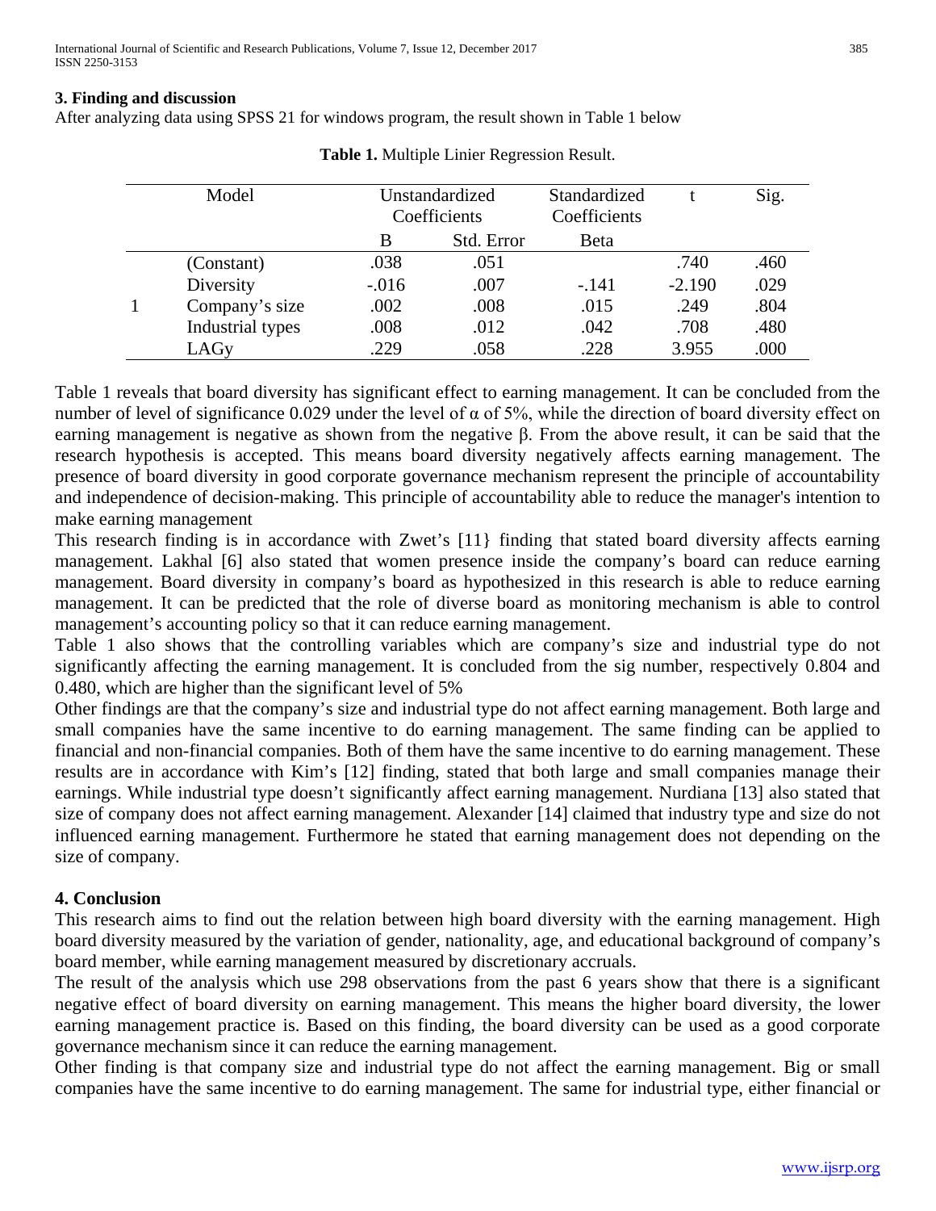### 3. Finding and discussion

After analyzing data using SPSS 21 for windows program, the result shown in Table 1 below

**Table 1.** Multiple Linier Regression Result.

| Model | | Unstandardized Coefficients | | Standardized Coefficients | t | Sig. |
|---|---|---|---|---|---|---|
| | | B | Std. Error | Beta | | |
| 1 | (Constant) | .038 | .051 | | .740 | .460 |
| | Diversity | -.016 | .007 | -.141 | -2.190 | .029 |
| | Company's size | .002 | .008 | .015 | .249 | .804 |
| | Industrial types | .008 | .012 | .042 | .708 | .480 |
| | LAGy | .229 | .058 | .228 | 3.955 | .000 |

Table 1 reveals that board diversity has significant effect to earning management. It can be concluded from the number of level of significance 0.029 under the level of α of 5%, while the direction of board diversity effect on earning management is negative as shown from the negative β. From the above result, it can be said that the research hypothesis is accepted. This means board diversity negatively affects earning management. The presence of board diversity in good corporate governance mechanism represent the principle of accountability and independence of decision-making. This principle of accountability able to reduce the manager's intention to make earning management

This research finding is in accordance with Zwet's [11} finding that stated board diversity affects earning management. Lakhal [6] also stated that women presence inside the company's board can reduce earning management. Board diversity in company's board as hypothesized in this research is able to reduce earning management. It can be predicted that the role of diverse board as monitoring mechanism is able to control management's accounting policy so that it can reduce earning management.

Table 1 also shows that the controlling variables which are company's size and industrial type do not significantly affecting the earning management. It is concluded from the sig number, respectively 0.804 and 0.480, which are higher than the significant level of 5%

Other findings are that the company's size and industrial type do not affect earning management. Both large and small companies have the same incentive to do earning management. The same finding can be applied to financial and non-financial companies. Both of them have the same incentive to do earning management. These results are in accordance with Kim's [12] finding, stated that both large and small companies manage their earnings. While industrial type doesn't significantly affect earning management. Nurdiana [13] also stated that size of company does not affect earning management. Alexander [14] claimed that industry type and size do not influenced earning management. Furthermore he stated that earning management does not depending on the size of company.

### 4. Conclusion

This research aims to find out the relation between high board diversity with the earning management. High board diversity measured by the variation of gender, nationality, age, and educational background of company's board member, while earning management measured by discretionary accruals.

The result of the analysis which use 298 observations from the past 6 years show that there is a significant negative effect of board diversity on earning management. This means the higher board diversity, the lower earning management practice is. Based on this finding, the board diversity can be used as a good corporate governance mechanism since it can reduce the earning management.

Other finding is that company size and industrial type do not affect the earning management. Big or small companies have the same incentive to do earning management. The same for industrial type, either financial or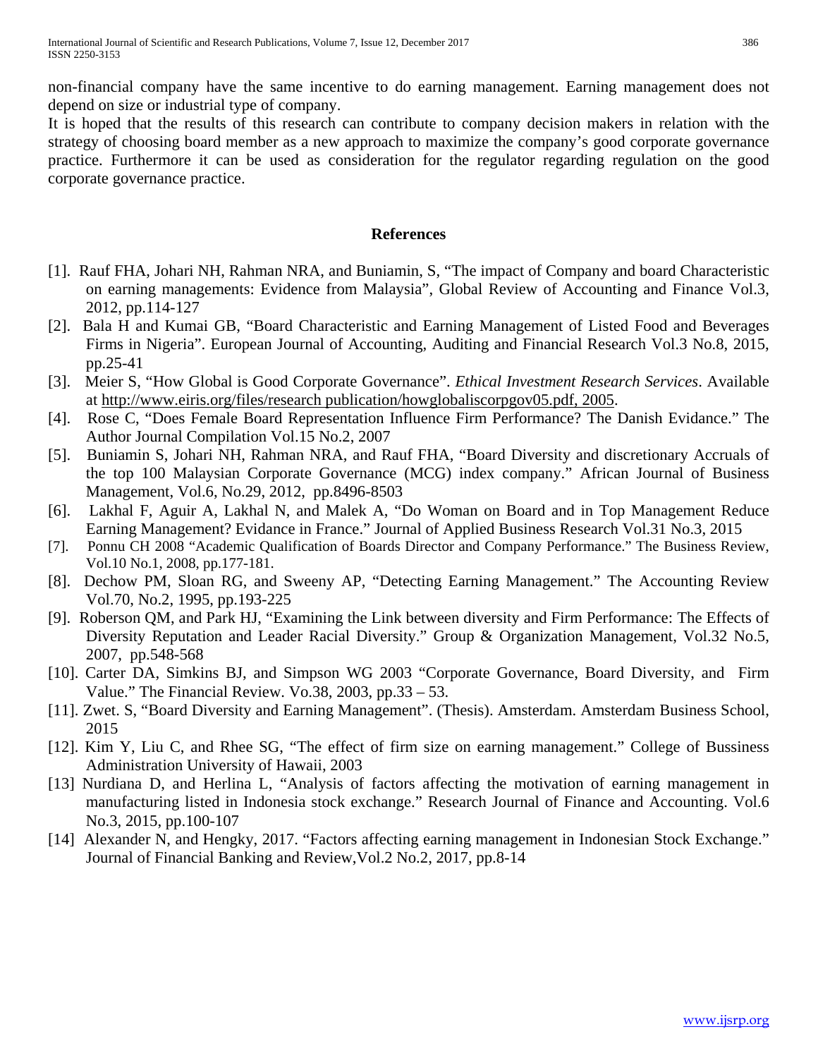non-financial company have the same incentive to do earning management. Earning management does not depend on size or industrial type of company.

It is hoped that the results of this research can contribute to company decision makers in relation with the strategy of choosing board member as a new approach to maximize the company's good corporate governance practice. Furthermore it can be used as consideration for the regulator regarding regulation on the good corporate governance practice.

## References

[1]. Rauf FHA, Johari NH, Rahman NRA, and Buniamin, S, "The impact of Company and board Characteristic on earning managements: Evidence from Malaysia", Global Review of Accounting and Finance Vol.3, 2012, pp.114-127

[2]. Bala H and Kumai GB, "Board Characteristic and Earning Management of Listed Food and Beverages Firms in Nigeria". European Journal of Accounting, Auditing and Financial Research Vol.3 No.8, 2015, pp.25-41

[3]. Meier S, "How Global is Good Corporate Governance". *Ethical Investment Research Services*. Available at http://www.eiris.org/files/research publication/howglobaliscorpgov05.pdf, 2005.

[4]. Rose C, "Does Female Board Representation Influence Firm Performance? The Danish Evidance." The Author Journal Compilation Vol.15 No.2, 2007

[5]. Buniamin S, Johari NH, Rahman NRA, and Rauf FHA, "Board Diversity and discretionary Accruals of the top 100 Malaysian Corporate Governance (MCG) index company." African Journal of Business Management, Vol.6, No.29, 2012, pp.8496-8503

[6]. Lakhal F, Aguir A, Lakhal N, and Malek A, "Do Woman on Board and in Top Management Reduce Earning Management? Evidance in France." Journal of Applied Business Research Vol.31 No.3, 2015

[7]. Ponnu CH 2008 "Academic Qualification of Boards Director and Company Performance." The Business Review, Vol.10 No.1, 2008, pp.177-181.

[8]. Dechow PM, Sloan RG, and Sweeny AP, "Detecting Earning Management." The Accounting Review Vol.70, No.2, 1995, pp.193-225

[9]. Roberson QM, and Park HJ, "Examining the Link between diversity and Firm Performance: The Effects of Diversity Reputation and Leader Racial Diversity." Group & Organization Management, Vol.32 No.5, 2007, pp.548-568

[10]. Carter DA, Simkins BJ, and Simpson WG 2003 "Corporate Governance, Board Diversity, and Firm Value." The Financial Review. Vo.38, 2003, pp.33 – 53.

[11]. Zwet. S, "Board Diversity and Earning Management". (Thesis). Amsterdam. Amsterdam Business School, 2015

[12]. Kim Y, Liu C, and Rhee SG, "The effect of firm size on earning management." College of Bussiness Administration University of Hawaii, 2003

[13] Nurdiana D, and Herlina L, "Analysis of factors affecting the motivation of earning management in manufacturing listed in Indonesia stock exchange." Research Journal of Finance and Accounting. Vol.6 No.3, 2015, pp.100-107

[14] Alexander N, and Hengky, 2017. "Factors affecting earning management in Indonesian Stock Exchange." Journal of Financial Banking and Review,Vol.2 No.2, 2017, pp.8-14